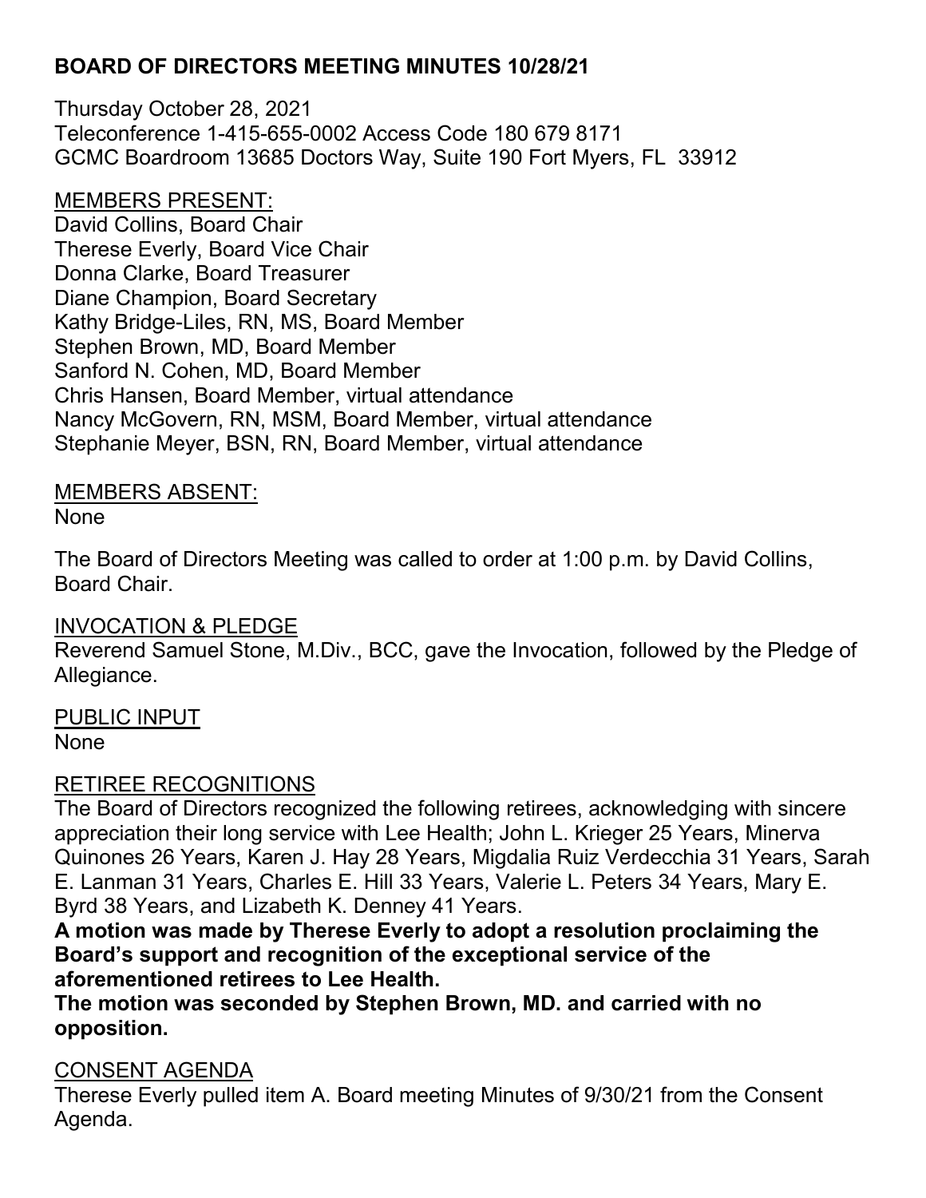# BOARD OF DIRECTORS MEETING MINUTES 10/28/21

Thursday October 28, 2021
Teleconference 1-415-655-0002 Access Code 180 679 8171
GCMC Boardroom 13685 Doctors Way, Suite 190 Fort Myers, FL 33912

MEMBERS PRESENT:
David Collins, Board Chair
Therese Everly, Board Vice Chair
Donna Clarke, Board Treasurer
Diane Champion, Board Secretary
Kathy Bridge-Liles, RN, MS, Board Member
Stephen Brown, MD, Board Member
Sanford N. Cohen, MD, Board Member
Chris Hansen, Board Member, virtual attendance
Nancy McGovern, RN, MSM, Board Member, virtual attendance
Stephanie Meyer, BSN, RN, Board Member, virtual attendance

MEMBERS ABSENT:
None

The Board of Directors Meeting was called to order at 1:00 p.m. by David Collins, Board Chair.

INVOCATION & PLEDGE
Reverend Samuel Stone, M.Div., BCC, gave the Invocation, followed by the Pledge of Allegiance.

PUBLIC INPUT
None

RETIREE RECOGNITIONS
The Board of Directors recognized the following retirees, acknowledging with sincere appreciation their long service with Lee Health; John L. Krieger 25 Years, Minerva Quinones 26 Years, Karen J. Hay 28 Years, Migdalia Ruiz Verdecchia 31 Years, Sarah E. Lanman 31 Years, Charles E. Hill 33 Years, Valerie L. Peters 34 Years, Mary E. Byrd 38 Years, and Lizabeth K. Denney 41 Years.

**A motion was made by Therese Everly to adopt a resolution proclaiming the Board's support and recognition of the exceptional service of the aforementioned retirees to Lee Health.**
**The motion was seconded by Stephen Brown, MD. and carried with no opposition.**

CONSENT AGENDA
Therese Everly pulled item A. Board meeting Minutes of 9/30/21 from the Consent Agenda.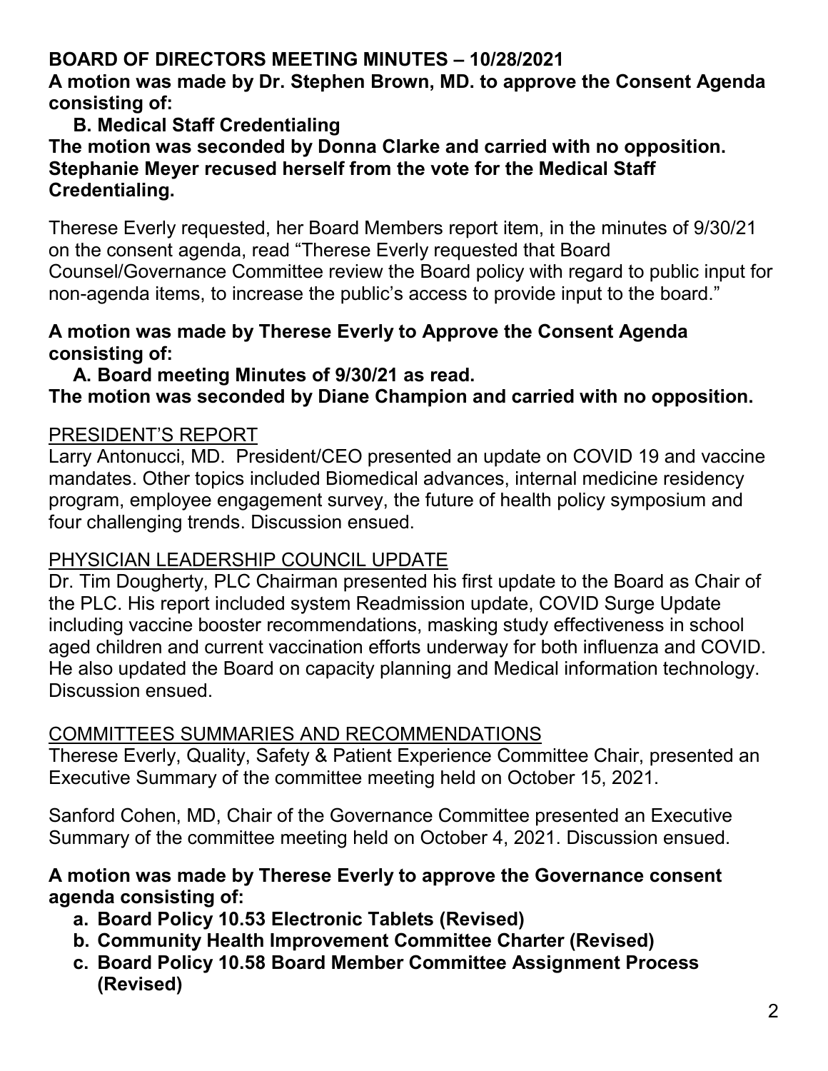**BOARD OF DIRECTORS MEETING MINUTES – 10/28/2021**

**A motion was made by Dr. Stephen Brown, MD. to approve the Consent Agenda consisting of:**

**B. Medical Staff Credentialing**

**The motion was seconded by Donna Clarke and carried with no opposition. Stephanie Meyer recused herself from the vote for the Medical Staff Credentialing.**

Therese Everly requested, her Board Members report item, in the minutes of 9/30/21 on the consent agenda, read "Therese Everly requested that Board Counsel/Governance Committee review the Board policy with regard to public input for non-agenda items, to increase the public's access to provide input to the board."

**A motion was made by Therese Everly to Approve the Consent Agenda consisting of:**

**A. Board meeting Minutes of 9/30/21 as read.**

**The motion was seconded by Diane Champion and carried with no opposition.**

## PRESIDENT'S REPORT

Larry Antonucci, MD. President/CEO presented an update on COVID 19 and vaccine mandates. Other topics included Biomedical advances, internal medicine residency program, employee engagement survey, the future of health policy symposium and four challenging trends. Discussion ensued.

## PHYSICIAN LEADERSHIP COUNCIL UPDATE

Dr. Tim Dougherty, PLC Chairman presented his first update to the Board as Chair of the PLC. His report included system Readmission update, COVID Surge Update including vaccine booster recommendations, masking study effectiveness in school aged children and current vaccination efforts underway for both influenza and COVID. He also updated the Board on capacity planning and Medical information technology. Discussion ensued.

## COMMITTEES SUMMARIES AND RECOMMENDATIONS

Therese Everly, Quality, Safety & Patient Experience Committee Chair, presented an Executive Summary of the committee meeting held on October 15, 2021.

Sanford Cohen, MD, Chair of the Governance Committee presented an Executive Summary of the committee meeting held on October 4, 2021. Discussion ensued.

**A motion was made by Therese Everly to approve the Governance consent agenda consisting of:**

a. **Board Policy 10.53 Electronic Tablets (Revised)**
b. **Community Health Improvement Committee Charter (Revised)**
c. **Board Policy 10.58 Board Member Committee Assignment Process (Revised)**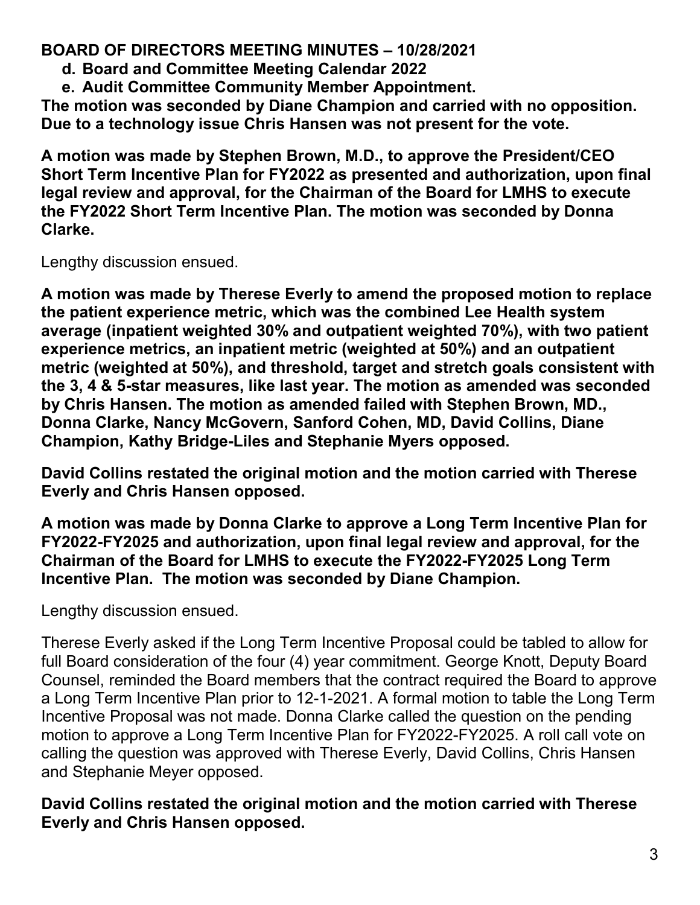**BOARD OF DIRECTORS MEETING MINUTES – 10/28/2021**

**d. Board and Committee Meeting Calendar 2022**

**e. Audit Committee Community Member Appointment.**

**The motion was seconded by Diane Champion and carried with no opposition. Due to a technology issue Chris Hansen was not present for the vote.**

**A motion was made by Stephen Brown, M.D., to approve the President/CEO Short Term Incentive Plan for FY2022 as presented and authorization, upon final legal review and approval, for the Chairman of the Board for LMHS to execute the FY2022 Short Term Incentive Plan. The motion was seconded by Donna Clarke.**

Lengthy discussion ensued.

**A motion was made by Therese Everly to amend the proposed motion to replace the patient experience metric, which was the combined Lee Health system average (inpatient weighted 30% and outpatient weighted 70%), with two patient experience metrics, an inpatient metric (weighted at 50%) and an outpatient metric (weighted at 50%), and threshold, target and stretch goals consistent with the 3, 4 & 5-star measures, like last year. The motion as amended was seconded by Chris Hansen. The motion as amended failed with Stephen Brown, MD., Donna Clarke, Nancy McGovern, Sanford Cohen, MD, David Collins, Diane Champion, Kathy Bridge-Liles and Stephanie Myers opposed.**

**David Collins restated the original motion and the motion carried with Therese Everly and Chris Hansen opposed.**

**A motion was made by Donna Clarke to approve a Long Term Incentive Plan for FY2022-FY2025 and authorization, upon final legal review and approval, for the Chairman of the Board for LMHS to execute the FY2022-FY2025 Long Term Incentive Plan. The motion was seconded by Diane Champion.**

Lengthy discussion ensued.

Therese Everly asked if the Long Term Incentive Proposal could be tabled to allow for full Board consideration of the four (4) year commitment. George Knott, Deputy Board Counsel, reminded the Board members that the contract required the Board to approve a Long Term Incentive Plan prior to 12-1-2021. A formal motion to table the Long Term Incentive Proposal was not made. Donna Clarke called the question on the pending motion to approve a Long Term Incentive Plan for FY2022-FY2025. A roll call vote on calling the question was approved with Therese Everly, David Collins, Chris Hansen and Stephanie Meyer opposed.

**David Collins restated the original motion and the motion carried with Therese Everly and Chris Hansen opposed.**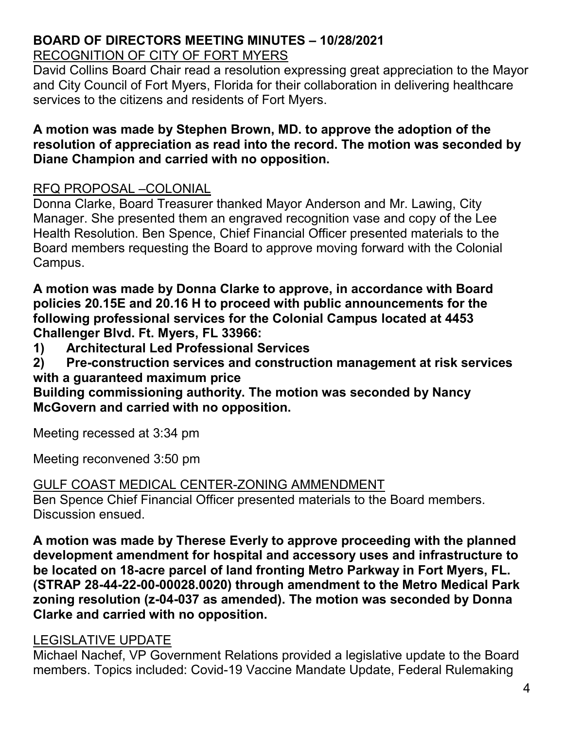# BOARD OF DIRECTORS MEETING MINUTES – 10/28/2021

<u>RECOGNITION OF CITY OF FORT MYERS</u>

David Collins Board Chair read a resolution expressing great appreciation to the Mayor and City Council of Fort Myers, Florida for their collaboration in delivering healthcare services to the citizens and residents of Fort Myers.

**A motion was made by Stephen Brown, MD. to approve the adoption of the resolution of appreciation as read into the record. The motion was seconded by Diane Champion and carried with no opposition.**

<u>RFQ PROPOSAL –COLONIAL</u>

Donna Clarke, Board Treasurer thanked Mayor Anderson and Mr. Lawing, City Manager. She presented them an engraved recognition vase and copy of the Lee Health Resolution. Ben Spence, Chief Financial Officer presented materials to the Board members requesting the Board to approve moving forward with the Colonial Campus.

**A motion was made by Donna Clarke to approve, in accordance with Board policies 20.15E and 20.16 H to proceed with public announcements for the following professional services for the Colonial Campus located at 4453 Challenger Blvd. Ft. Myers, FL 33966:**

**1) Architectural Led Professional Services**

**2) Pre-construction services and construction management at risk services with a guaranteed maximum price**

**Building commissioning authority. The motion was seconded by Nancy McGovern and carried with no opposition.**

Meeting recessed at 3:34 pm

Meeting reconvened 3:50 pm

<u>GULF COAST MEDICAL CENTER-ZONING AMMENDMENT</u>

Ben Spence Chief Financial Officer presented materials to the Board members. Discussion ensued.

**A motion was made by Therese Everly to approve proceeding with the planned development amendment for hospital and accessory uses and infrastructure to be located on 18-acre parcel of land fronting Metro Parkway in Fort Myers, FL. (STRAP 28-44-22-00-00028.0020) through amendment to the Metro Medical Park zoning resolution (z-04-037 as amended). The motion was seconded by Donna Clarke and carried with no opposition.**

<u>LEGISLATIVE UPDATE</u>

Michael Nachef, VP Government Relations provided a legislative update to the Board members. Topics included: Covid-19 Vaccine Mandate Update, Federal Rulemaking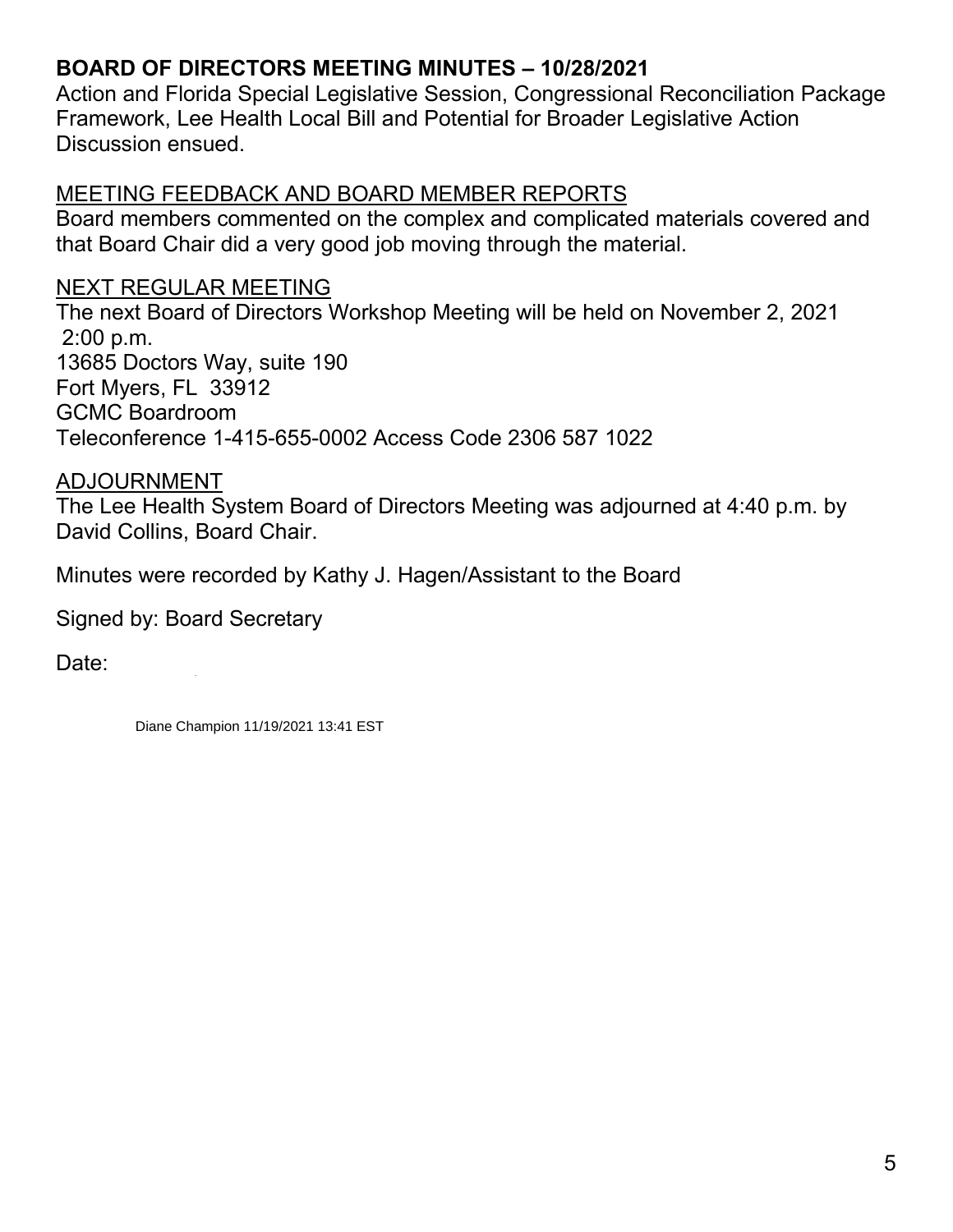**BOARD OF DIRECTORS MEETING MINUTES – 10/28/2021**

Action and Florida Special Legislative Session, Congressional Reconciliation Package Framework, Lee Health Local Bill and Potential for Broader Legislative Action Discussion ensued.

## MEETING FEEDBACK AND BOARD MEMBER REPORTS

Board members commented on the complex and complicated materials covered and that Board Chair did a very good job moving through the material.

## NEXT REGULAR MEETING

The next Board of Directors Workshop Meeting will be held on November 2, 2021
2:00 p.m.
13685 Doctors Way, suite 190
Fort Myers, FL 33912
GCMC Boardroom
Teleconference 1-415-655-0002 Access Code 2306 587 1022

## ADJOURNMENT

The Lee Health System Board of Directors Meeting was adjourned at 4:40 p.m. by David Collins, Board Chair.

Minutes were recorded by Kathy J. Hagen/Assistant to the Board

Signed by: Board Secretary

Date:

Diane Champion 11/19/2021 13:41 EST